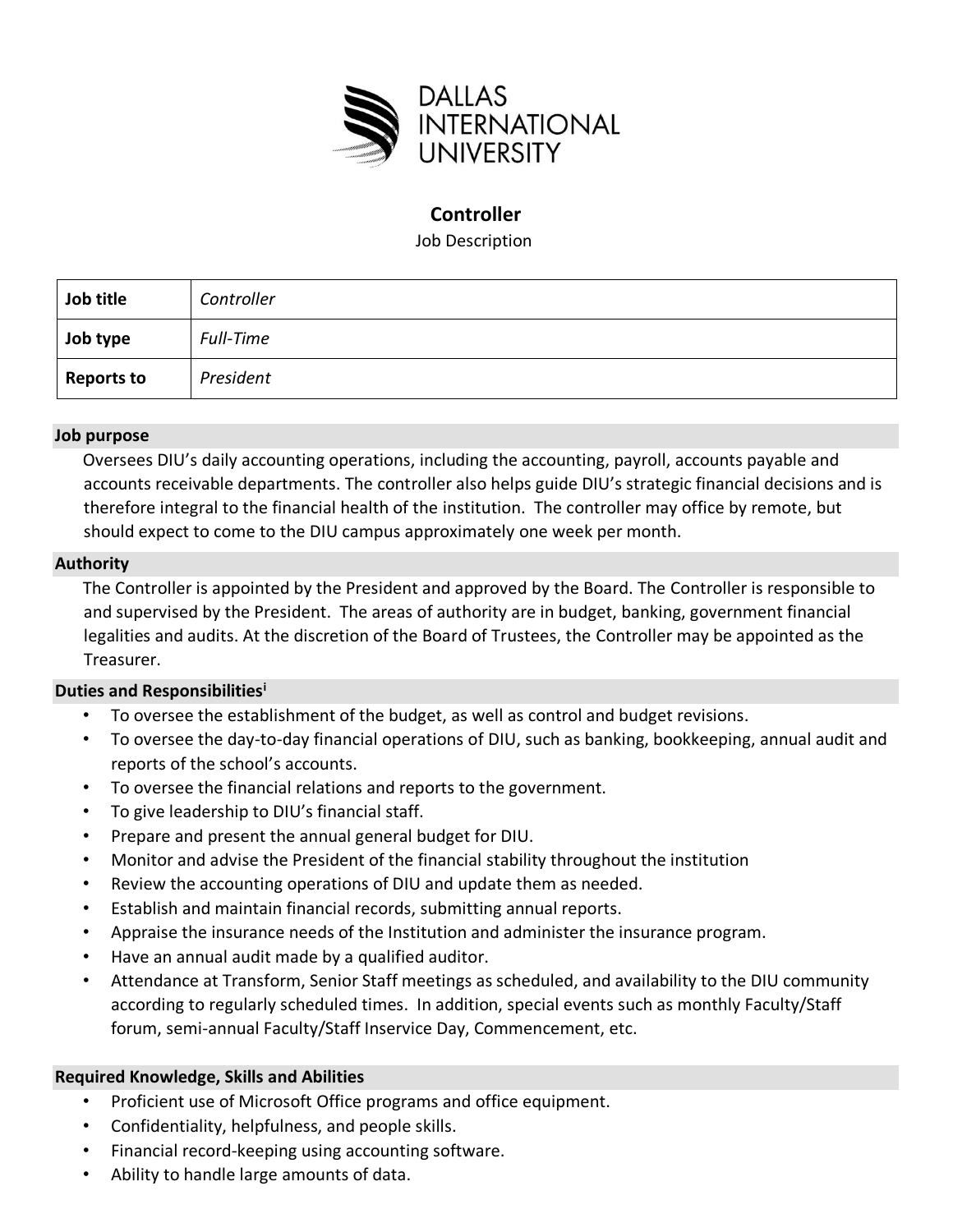# DALLAS INTERNATIONAL UNIVERSITY

## Controller

Job Description

| Job title | *Controller* |
|---|---|
| **Job type** | *Full-Time* |
| **Reports to** | *President* |

### Job purpose

Oversees DIU's daily accounting operations, including the accounting, payroll, accounts payable and accounts receivable departments. The controller also helps guide DIU's strategic financial decisions and is therefore integral to the financial health of the institution. The controller may office by remote, but should expect to come to the DIU campus approximately one week per month.

### Authority

The Controller is appointed by the President and approved by the Board. The Controller is responsible to and supervised by the President. The areas of authority are in budget, banking, government financial legalities and audits. At the discretion of the Board of Trustees, the Controller may be appointed as the Treasurer.

### Duties and Responsibilities[i]

- To oversee the establishment of the budget, as well as control and budget revisions.
- To oversee the day-to-day financial operations of DIU, such as banking, bookkeeping, annual audit and reports of the school's accounts.
- To oversee the financial relations and reports to the government.
- To give leadership to DIU's financial staff.
- Prepare and present the annual general budget for DIU.
- Monitor and advise the President of the financial stability throughout the institution
- Review the accounting operations of DIU and update them as needed.
- Establish and maintain financial records, submitting annual reports.
- Appraise the insurance needs of the Institution and administer the insurance program.
- Have an annual audit made by a qualified auditor.
- Attendance at Transform, Senior Staff meetings as scheduled, and availability to the DIU community according to regularly scheduled times. In addition, special events such as monthly Faculty/Staff forum, semi-annual Faculty/Staff Inservice Day, Commencement, etc.

### Required Knowledge, Skills and Abilities

- Proficient use of Microsoft Office programs and office equipment.
- Confidentiality, helpfulness, and people skills.
- Financial record-keeping using accounting software.
- Ability to handle large amounts of data.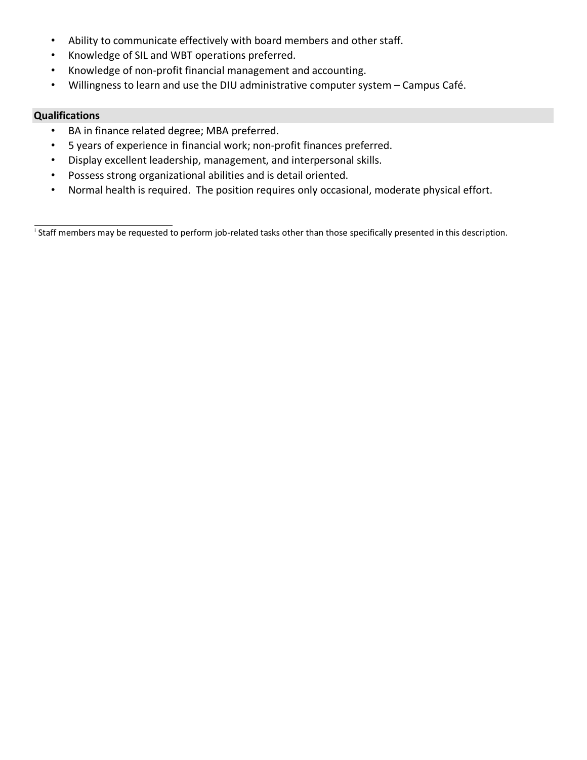- Ability to communicate effectively with board members and other staff.
- Knowledge of SIL and WBT operations preferred.
- Knowledge of non-profit financial management and accounting.
- Willingness to learn and use the DIU administrative computer system – Campus Café.

## Qualifications

- BA in finance related degree; MBA preferred.
- 5 years of experience in financial work; non-profit finances preferred.
- Display excellent leadership, management, and interpersonal skills.
- Possess strong organizational abilities and is detail oriented.
- Normal health is required. The position requires only occasional, moderate physical effort.

---

[i] Staff members may be requested to perform job-related tasks other than those specifically presented in this description.